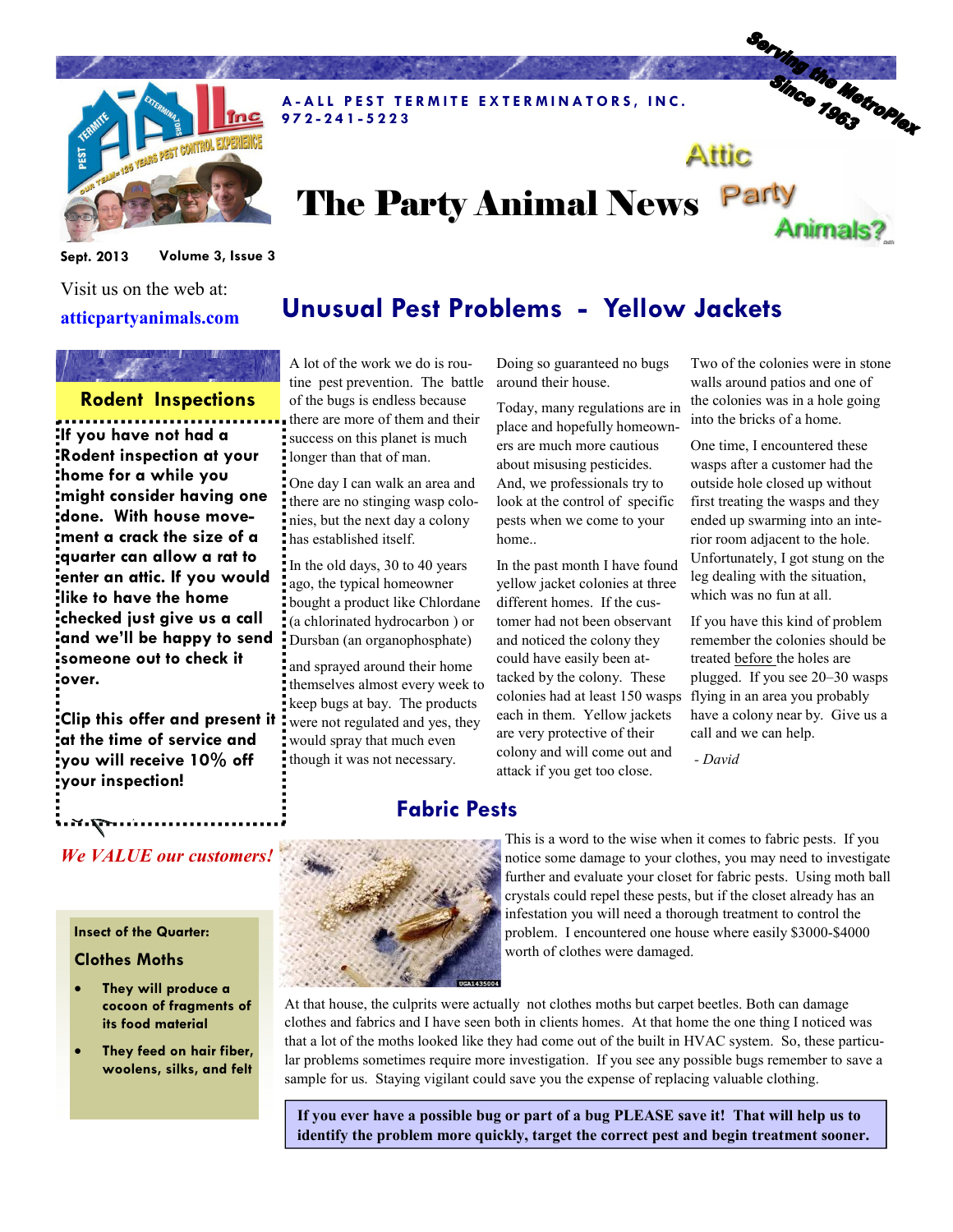A-ALL PEST TERMITE EXTERMINATORS, INC.
972-241-5223

Serving the MetroPlex Since 1963

# The Party Animal News

Attic Party Animals?

Sept. 2013 Volume 3, Issue 3

Visit us on the web at:
**atticpartyanimals.com**

## Rodent Inspections

**If you have not had a Rodent inspection at your home for a while you might consider having one done. With house movement a crack the size of a quarter can allow a rat to enter an attic. If you would like to have the home checked just give us a call and we'll be happy to send someone out to check it over.**

**Clip this offer and present it at the time of service and you will receive 10% off your inspection!**

***We VALUE our customers!***

### Insect of the Quarter:

### Clothes Moths

- They will produce a cocoon of fragments of its food material
- They feed on hair fiber, woolens, silks, and felt

## Unusual Pest Problems - Yellow Jackets

A lot of the work we do is routine pest prevention. The battle of the bugs is endless because there are more of them and their success on this planet is much longer than that of man.

One day I can walk an area and there are no stinging wasp colonies, but the next day a colony has established itself.

In the old days, 30 to 40 years ago, the typical homeowner bought a product like Chlordane (a chlorinated hydrocarbon ) or Dursban (an organophosphate) and sprayed around their home themselves almost every week to keep bugs at bay. The products were not regulated and yes, they would spray that much even though it was not necessary. Doing so guaranteed no bugs around their house.

Today, many regulations are in place and hopefully homeowners are much more cautious about misusing pesticides. And, we professionals try to look at the control of specific pests when we come to your home..

In the past month I have found yellow jacket colonies at three different homes. If the customer had not been observant and noticed the colony they could have easily been attacked by the colony. These colonies had at least 150 wasps each in them. Yellow jackets are very protective of their colony and will come out and attack if you get too close.

Two of the colonies were in stone walls around patios and one of the colonies was in a hole going into the bricks of a home.

One time, I encountered these wasps after a customer had the outside hole closed up without first treating the wasps and they ended up swarming into an interior room adjacent to the hole. Unfortunately, I got stung on the leg dealing with the situation, which was no fun at all.

If you have this kind of problem remember the colonies should be treated before the holes are plugged. If you see 20–30 wasps flying in an area you probably have a colony near by. Give us a call and we can help.

*- David*

## Fabric Pests

This is a word to the wise when it comes to fabric pests. If you notice some damage to your clothes, you may need to investigate further and evaluate your closet for fabric pests. Using moth ball crystals could repel these pests, but if the closet already has an infestation you will need a thorough treatment to control the problem. I encountered one house where easily $3000-$4000 worth of clothes were damaged.

At that house, the culprits were actually not clothes moths but carpet beetles. Both can damage clothes and fabrics and I have seen both in clients homes. At that home the one thing I noticed was that a lot of the moths looked like they had come out of the built in HVAC system. So, these particular problems sometimes require more investigation. If you see any possible bugs remember to save a sample for us. Staying vigilant could save you the expense of replacing valuable clothing.

**If you ever have a possible bug or part of a bug PLEASE save it! That will help us to identify the problem more quickly, target the correct pest and begin treatment sooner.**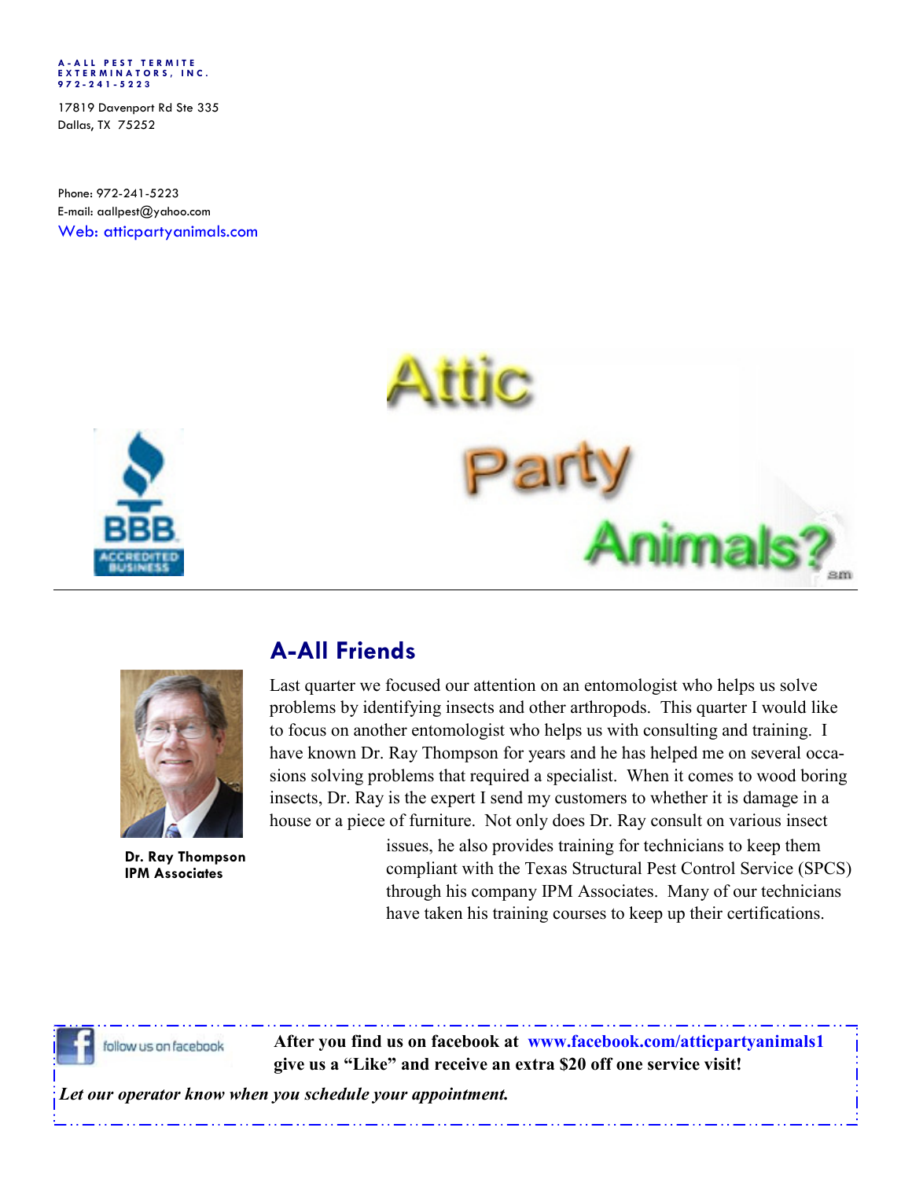**A-ALL PEST TERMITE EXTERMINATORS, INC.**
**972-241-5223**

17819 Davenport Rd Ste 335
Dallas, TX 75252

Phone: 972-241-5223
E-mail: aallpest@yahoo.com
Web: atticpartyanimals.com

## A-All Friends

Last quarter we focused our attention on an entomologist who helps us solve problems by identifying insects and other arthropods. This quarter I would like to focus on another entomologist who helps us with consulting and training. I have known Dr. Ray Thompson for years and he has helped me on several occasions solving problems that required a specialist. When it comes to wood boring insects, Dr. Ray is the expert I send my customers to whether it is damage in a house or a piece of furniture. Not only does Dr. Ray consult on various insect issues, he also provides training for technicians to keep them compliant with the Texas Structural Pest Control Service (SPCS) through his company IPM Associates. Many of our technicians have taken his training courses to keep up their certifications.

**Dr. Ray Thompson**
**IPM Associates**

follow us on facebook

**After you find us on facebook at www.facebook.com/atticpartyanimals1 give us a "Like" and receive an extra $20 off one service visit!**

***Let our operator know when you schedule your appointment.***